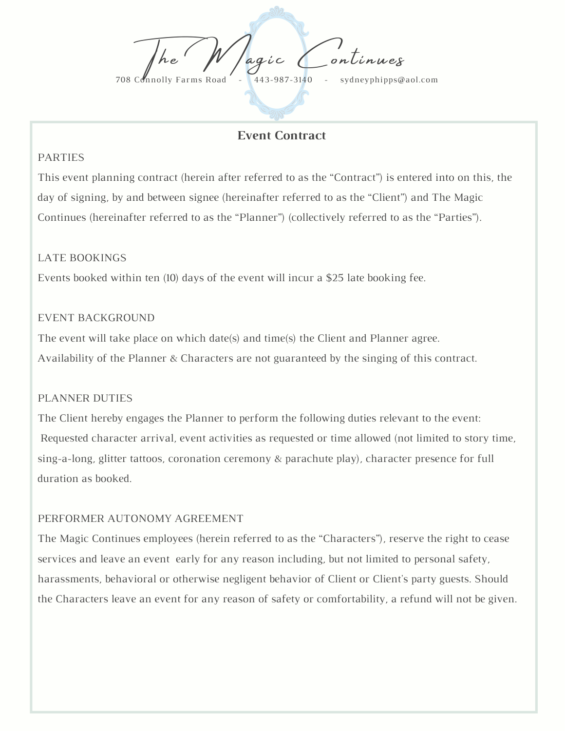# The Magic Continues

708 Connolly Farms Road - 443-987-3140 - sydneyphipps@aol.com

## Event Contract

PARTIES

This event planning contract (herein after referred to as the “Contract”) is entered into on this, the day of signing, by and between signee (hereinafter referred to as the “Client”) and The Magic Continues (hereinafter referred to as the “Planner”) (collectively referred to as the “Parties”).

LATE BOOKINGS

Events booked within ten (10) days of the event will incur a $25 late booking fee.

EVENT BACKGROUND

The event will take place on which date(s) and time(s) the Client and Planner agree. Availability of the Planner & Characters are not guaranteed by the singing of this contract.

PLANNER DUTIES

The Client hereby engages the Planner to perform the following duties relevant to the event: Requested character arrival, event activities as requested or time allowed (not limited to story time, sing-a-long, glitter tattoos, coronation ceremony & parachute play), character presence for full duration as booked.

PERFORMER AUTONOMY AGREEMENT

The Magic Continues employees (herein referred to as the “Characters”), reserve the right to cease services and leave an event early for any reason including, but not limited to personal safety, harassments, behavioral or otherwise negligent behavior of Client or Client's party guests. Should the Characters leave an event for any reason of safety or comfortability, a refund will not be given.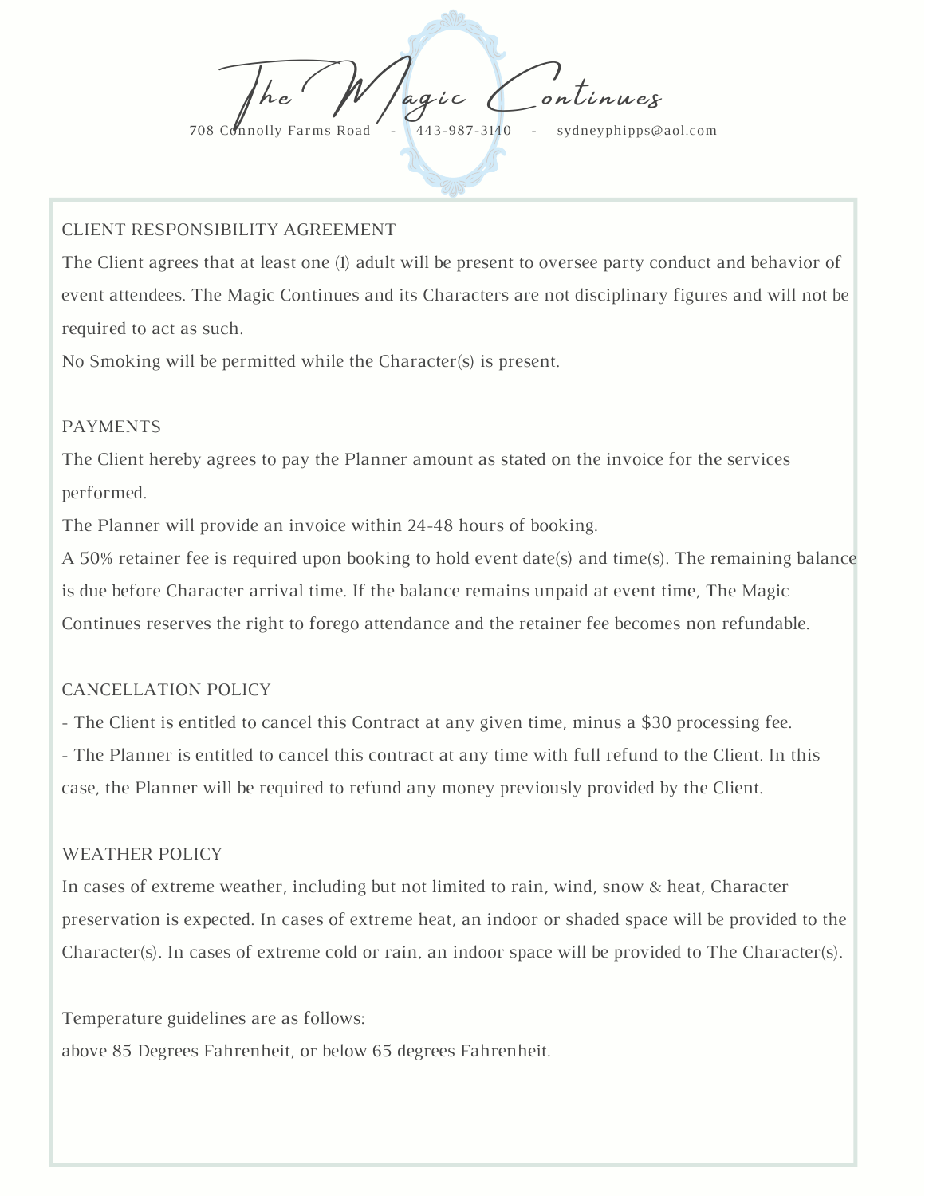# The Magic Continues

708 Connolly Farms Road - 443-987-3140 - sydneyphipps@aol.com

## CLIENT RESPONSIBILITY AGREEMENT

The Client agrees that at least one (1) adult will be present to oversee party conduct and behavior of event attendees. The Magic Continues and its Characters are not disciplinary figures and will not be required to act as such.

No Smoking will be permitted while the Character(s) is present.

## PAYMENTS

The Client hereby agrees to pay the Planner amount as stated on the invoice for the services performed.

The Planner will provide an invoice within 24-48 hours of booking.

A 50% retainer fee is required upon booking to hold event date(s) and time(s). The remaining balance is due before Character arrival time. If the balance remains unpaid at event time, The Magic Continues reserves the right to forego attendance and the retainer fee becomes non refundable.

## CANCELLATION POLICY

- The Client is entitled to cancel this Contract at any given time, minus a $30 processing fee.
- The Planner is entitled to cancel this contract at any time with full refund to the Client. In this case, the Planner will be required to refund any money previously provided by the Client.

## WEATHER POLICY

In cases of extreme weather, including but not limited to rain, wind, snow & heat, Character preservation is expected. In cases of extreme heat, an indoor or shaded space will be provided to the Character(s). In cases of extreme cold or rain, an indoor space will be provided to The Character(s).

Temperature guidelines are as follows:

above 85 Degrees Fahrenheit, or below 65 degrees Fahrenheit.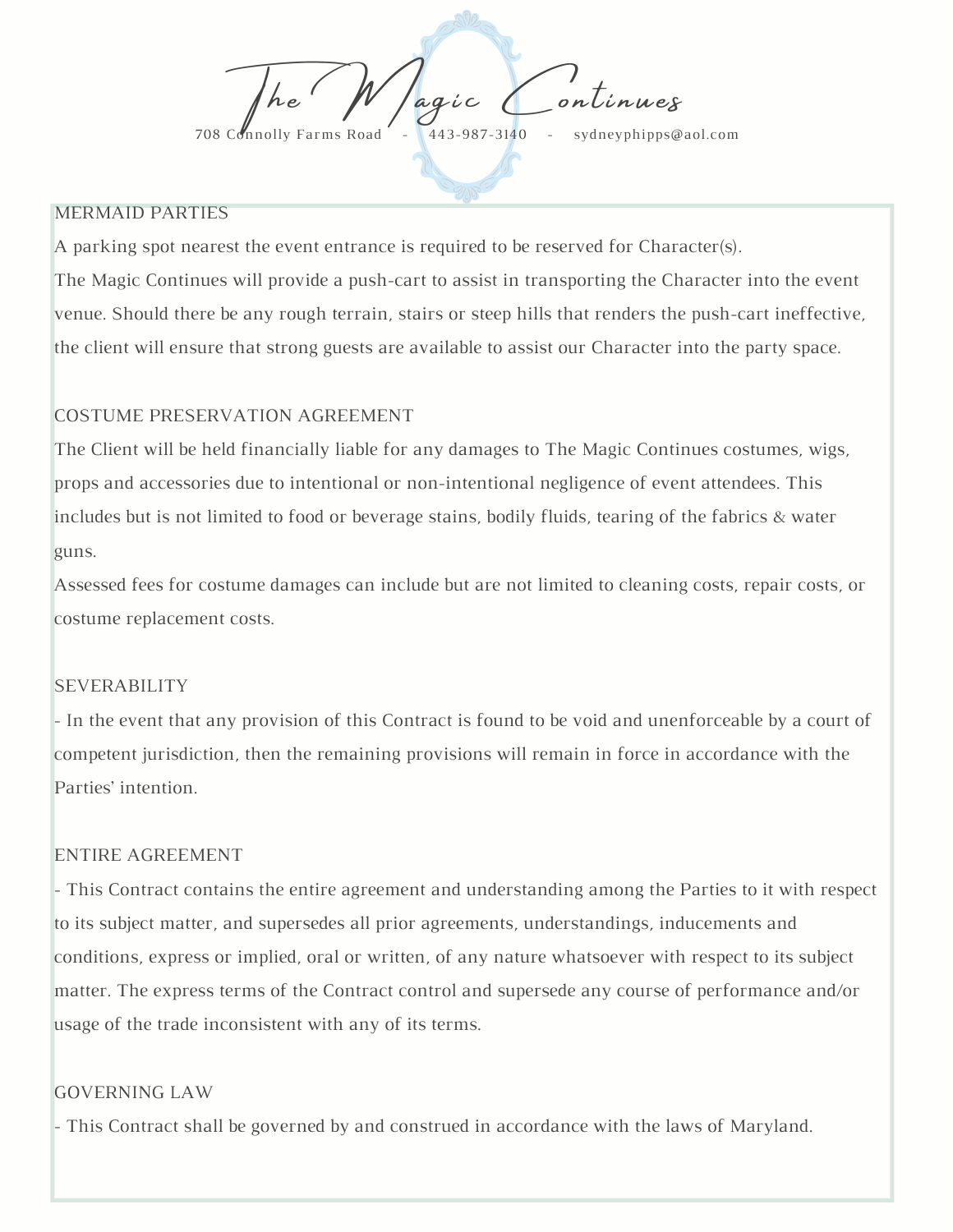# The Magic Continues

708 Connolly Farms Road - 443-987-3140 - sydneyphipps@aol.com

## MERMAID PARTIES

A parking spot nearest the event entrance is required to be reserved for Character(s).

The Magic Continues will provide a push-cart to assist in transporting the Character into the event venue. Should there be any rough terrain, stairs or steep hills that renders the push-cart ineffective, the client will ensure that strong guests are available to assist our Character into the party space.

## COSTUME PRESERVATION AGREEMENT

The Client will be held financially liable for any damages to The Magic Continues costumes, wigs, props and accessories due to intentional or non-intentional negligence of event attendees. This includes but is not limited to food or beverage stains, bodily fluids, tearing of the fabrics & water guns.

Assessed fees for costume damages can include but are not limited to cleaning costs, repair costs, or costume replacement costs.

## SEVERABILITY

- In the event that any provision of this Contract is found to be void and unenforceable by a court of competent jurisdiction, then the remaining provisions will remain in force in accordance with the Parties' intention.

## ENTIRE AGREEMENT

- This Contract contains the entire agreement and understanding among the Parties to it with respect to its subject matter, and supersedes all prior agreements, understandings, inducements and conditions, express or implied, oral or written, of any nature whatsoever with respect to its subject matter. The express terms of the Contract control and supersede any course of performance and/or usage of the trade inconsistent with any of its terms.

## GOVERNING LAW

- This Contract shall be governed by and construed in accordance with the laws of Maryland.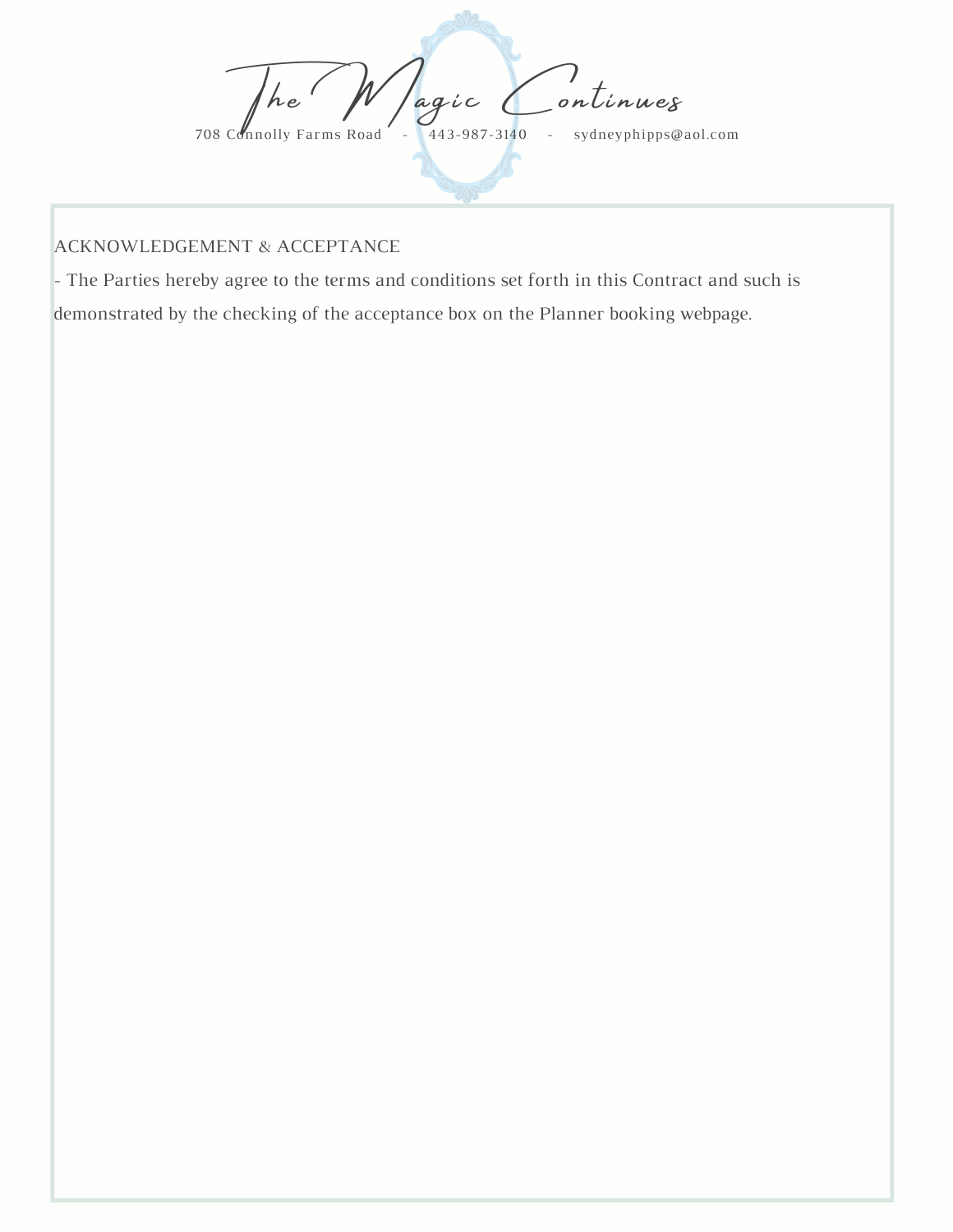ACKNOWLEDGEMENT & ACCEPTANCE

- The Parties hereby agree to the terms and conditions set forth in this Contract and such is demonstrated by the checking of the acceptance box on the Planner booking webpage.